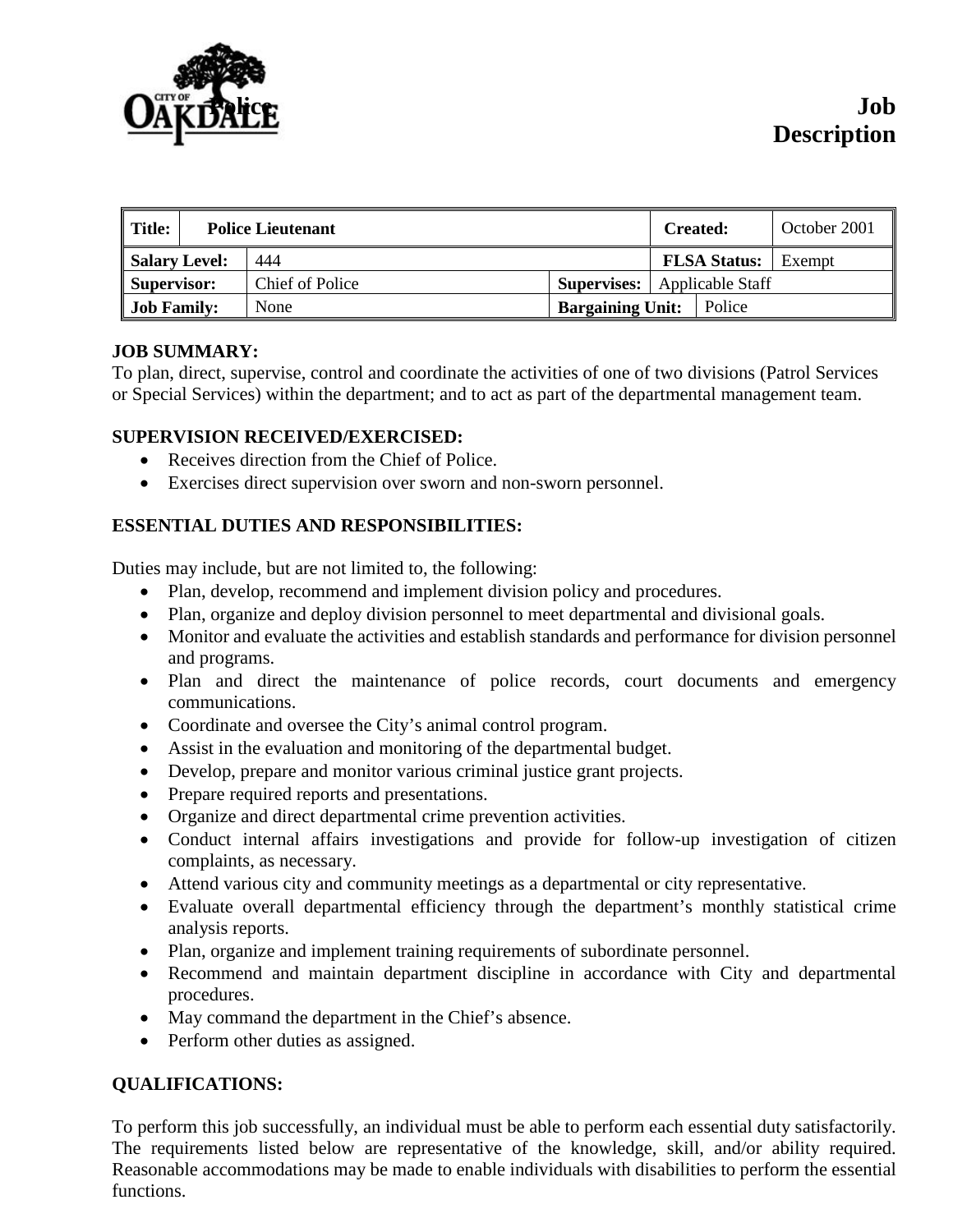Police

# Job Description

| Title: | Police Lieutenant | | | Created: | October 2001 |
|---|---|---|---|---|---|
| Salary Level: | 444 | | | FLSA Status: | Exempt |
| Supervisor: | Chief of Police | Supervises: | Applicable Staff | | |
| Job Family: | None | Bargaining Unit: | Police | | |

**JOB SUMMARY:**
To plan, direct, supervise, control and coordinate the activities of one of two divisions (Patrol Services or Special Services) within the department; and to act as part of the departmental management team.

**SUPERVISION RECEIVED/EXERCISED:**

- Receives direction from the Chief of Police.
- Exercises direct supervision over sworn and non-sworn personnel.

**ESSENTIAL DUTIES AND RESPONSIBILITIES:**

Duties may include, but are not limited to, the following:

- Plan, develop, recommend and implement division policy and procedures.
- Plan, organize and deploy division personnel to meet departmental and divisional goals.
- Monitor and evaluate the activities and establish standards and performance for division personnel and programs.
- Plan and direct the maintenance of police records, court documents and emergency communications.
- Coordinate and oversee the City's animal control program.
- Assist in the evaluation and monitoring of the departmental budget.
- Develop, prepare and monitor various criminal justice grant projects.
- Prepare required reports and presentations.
- Organize and direct departmental crime prevention activities.
- Conduct internal affairs investigations and provide for follow-up investigation of citizen complaints, as necessary.
- Attend various city and community meetings as a departmental or city representative.
- Evaluate overall departmental efficiency through the department's monthly statistical crime analysis reports.
- Plan, organize and implement training requirements of subordinate personnel.
- Recommend and maintain department discipline in accordance with City and departmental procedures.
- May command the department in the Chief's absence.
- Perform other duties as assigned.

**QUALIFICATIONS:**

To perform this job successfully, an individual must be able to perform each essential duty satisfactorily. The requirements listed below are representative of the knowledge, skill, and/or ability required. Reasonable accommodations may be made to enable individuals with disabilities to perform the essential functions.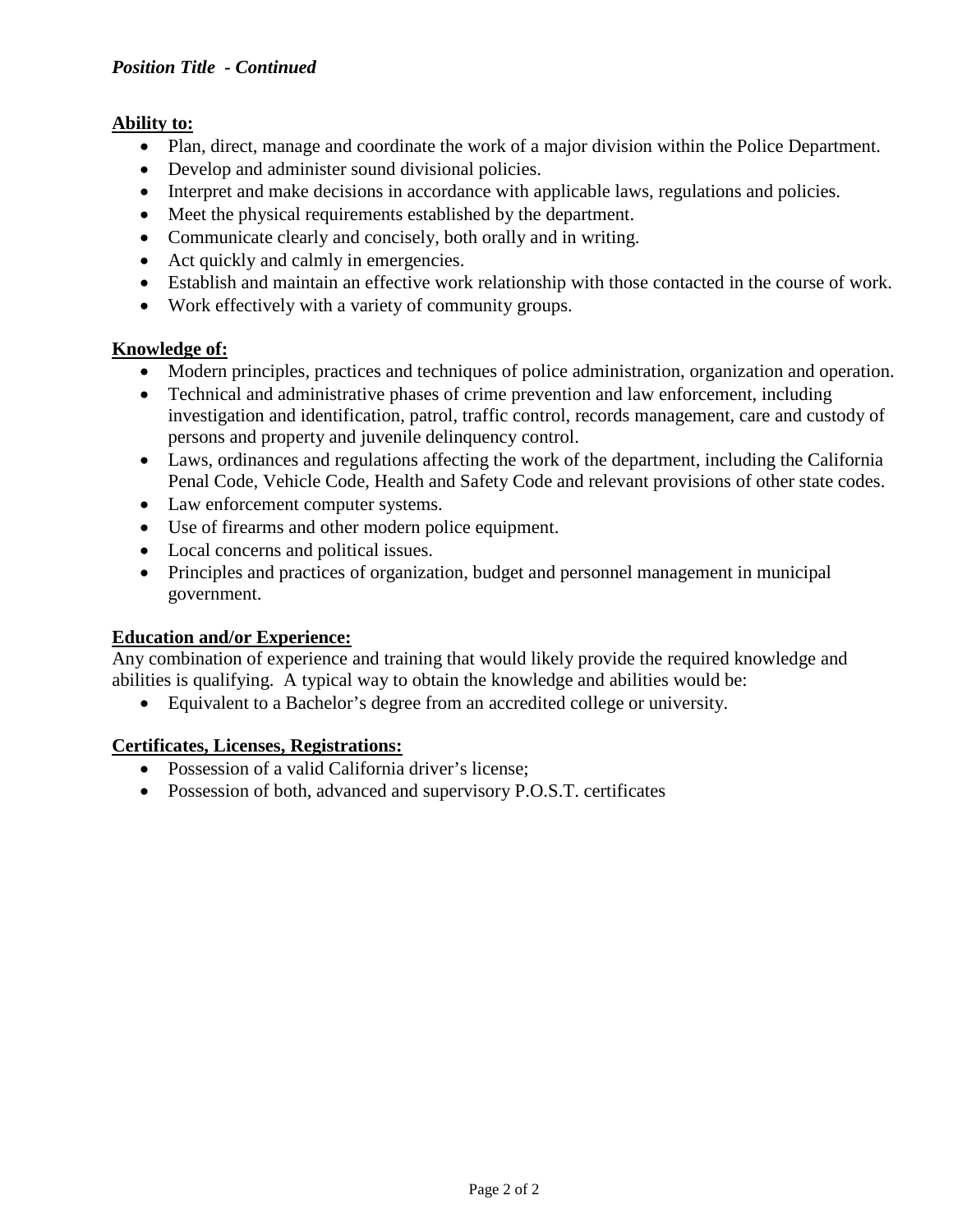***Position Title - Continued***

**Ability to:**

- Plan, direct, manage and coordinate the work of a major division within the Police Department.
- Develop and administer sound divisional policies.
- Interpret and make decisions in accordance with applicable laws, regulations and policies.
- Meet the physical requirements established by the department.
- Communicate clearly and concisely, both orally and in writing.
- Act quickly and calmly in emergencies.
- Establish and maintain an effective work relationship with those contacted in the course of work.
- Work effectively with a variety of community groups.

**Knowledge of:**

- Modern principles, practices and techniques of police administration, organization and operation.
- Technical and administrative phases of crime prevention and law enforcement, including investigation and identification, patrol, traffic control, records management, care and custody of persons and property and juvenile delinquency control.
- Laws, ordinances and regulations affecting the work of the department, including the California Penal Code, Vehicle Code, Health and Safety Code and relevant provisions of other state codes.
- Law enforcement computer systems.
- Use of firearms and other modern police equipment.
- Local concerns and political issues.
- Principles and practices of organization, budget and personnel management in municipal government.

**Education and/or Experience:**

Any combination of experience and training that would likely provide the required knowledge and abilities is qualifying. A typical way to obtain the knowledge and abilities would be:

- Equivalent to a Bachelor's degree from an accredited college or university.

**Certificates, Licenses, Registrations:**

- Possession of a valid California driver's license;
- Possession of both, advanced and supervisory P.O.S.T. certificates